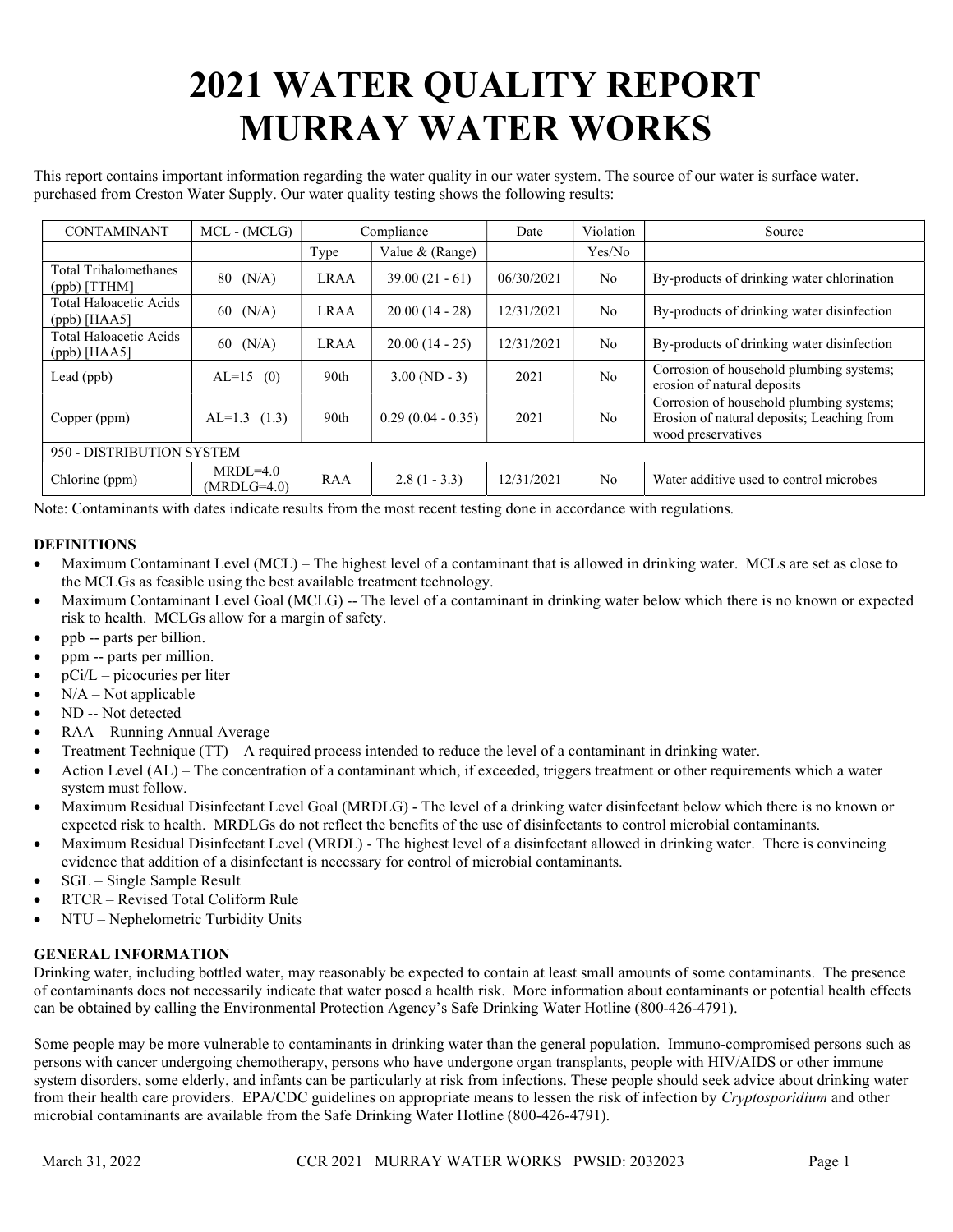# 2021 WATER QUALITY REPORT
# MURRAY WATER WORKS

This report contains important information regarding the water quality in our water system. The source of our water is surface water. purchased from Creston Water Supply. Our water quality testing shows the following results:

| CONTAMINANT | MCL - (MCLG) | Compliance | | Date | Violation | Source |
|---|---|---|---|---|---|---|
| | | Type | Value & (Range) | | Yes/No | |
| Total Trihalomethanes (ppb) [TTHM] | 80 (N/A) | LRAA | 39.00 (21 - 61) | 06/30/2021 | No | By-products of drinking water chlorination |
| Total Haloacetic Acids (ppb) [HAA5] | 60 (N/A) | LRAA | 20.00 (14 - 28) | 12/31/2021 | No | By-products of drinking water disinfection |
| Total Haloacetic Acids (ppb) [HAA5] | 60 (N/A) | LRAA | 20.00 (14 - 25) | 12/31/2021 | No | By-products of drinking water disinfection |
| Lead (ppb) | AL=15 (0) | 90th | 3.00 (ND - 3) | 2021 | No | Corrosion of household plumbing systems; erosion of natural deposits |
| Copper (ppm) | AL=1.3 (1.3) | 90th | 0.29 (0.04 - 0.35) | 2021 | No | Corrosion of household plumbing systems; Erosion of natural deposits; Leaching from wood preservatives |
| 950 - DISTRIBUTION SYSTEM | | | | | | |
| Chlorine (ppm) | MRDL=4.0 (MRDLG=4.0) | RAA | 2.8 (1 - 3.3) | 12/31/2021 | No | Water additive used to control microbes |

Note: Contaminants with dates indicate results from the most recent testing done in accordance with regulations.

**DEFINITIONS**

- Maximum Contaminant Level (MCL) – The highest level of a contaminant that is allowed in drinking water. MCLs are set as close to the MCLGs as feasible using the best available treatment technology.
- Maximum Contaminant Level Goal (MCLG) -- The level of a contaminant in drinking water below which there is no known or expected risk to health. MCLGs allow for a margin of safety.
- ppb -- parts per billion.
- ppm -- parts per million.
- pCi/L – picocuries per liter
- N/A – Not applicable
- ND -- Not detected
- RAA – Running Annual Average
- Treatment Technique (TT) – A required process intended to reduce the level of a contaminant in drinking water.
- Action Level (AL) – The concentration of a contaminant which, if exceeded, triggers treatment or other requirements which a water system must follow.
- Maximum Residual Disinfectant Level Goal (MRDLG) - The level of a drinking water disinfectant below which there is no known or expected risk to health. MRDLGs do not reflect the benefits of the use of disinfectants to control microbial contaminants.
- Maximum Residual Disinfectant Level (MRDL) - The highest level of a disinfectant allowed in drinking water. There is convincing evidence that addition of a disinfectant is necessary for control of microbial contaminants.
- SGL – Single Sample Result
- RTCR – Revised Total Coliform Rule
- NTU – Nephelometric Turbidity Units

**GENERAL INFORMATION**

Drinking water, including bottled water, may reasonably be expected to contain at least small amounts of some contaminants. The presence of contaminants does not necessarily indicate that water posed a health risk. More information about contaminants or potential health effects can be obtained by calling the Environmental Protection Agency's Safe Drinking Water Hotline (800-426-4791).

Some people may be more vulnerable to contaminants in drinking water than the general population. Immuno-compromised persons such as persons with cancer undergoing chemotherapy, persons who have undergone organ transplants, people with HIV/AIDS or other immune system disorders, some elderly, and infants can be particularly at risk from infections. These people should seek advice about drinking water from their health care providers. EPA/CDC guidelines on appropriate means to lessen the risk of infection by *Cryptosporidium* and other microbial contaminants are available from the Safe Drinking Water Hotline (800-426-4791).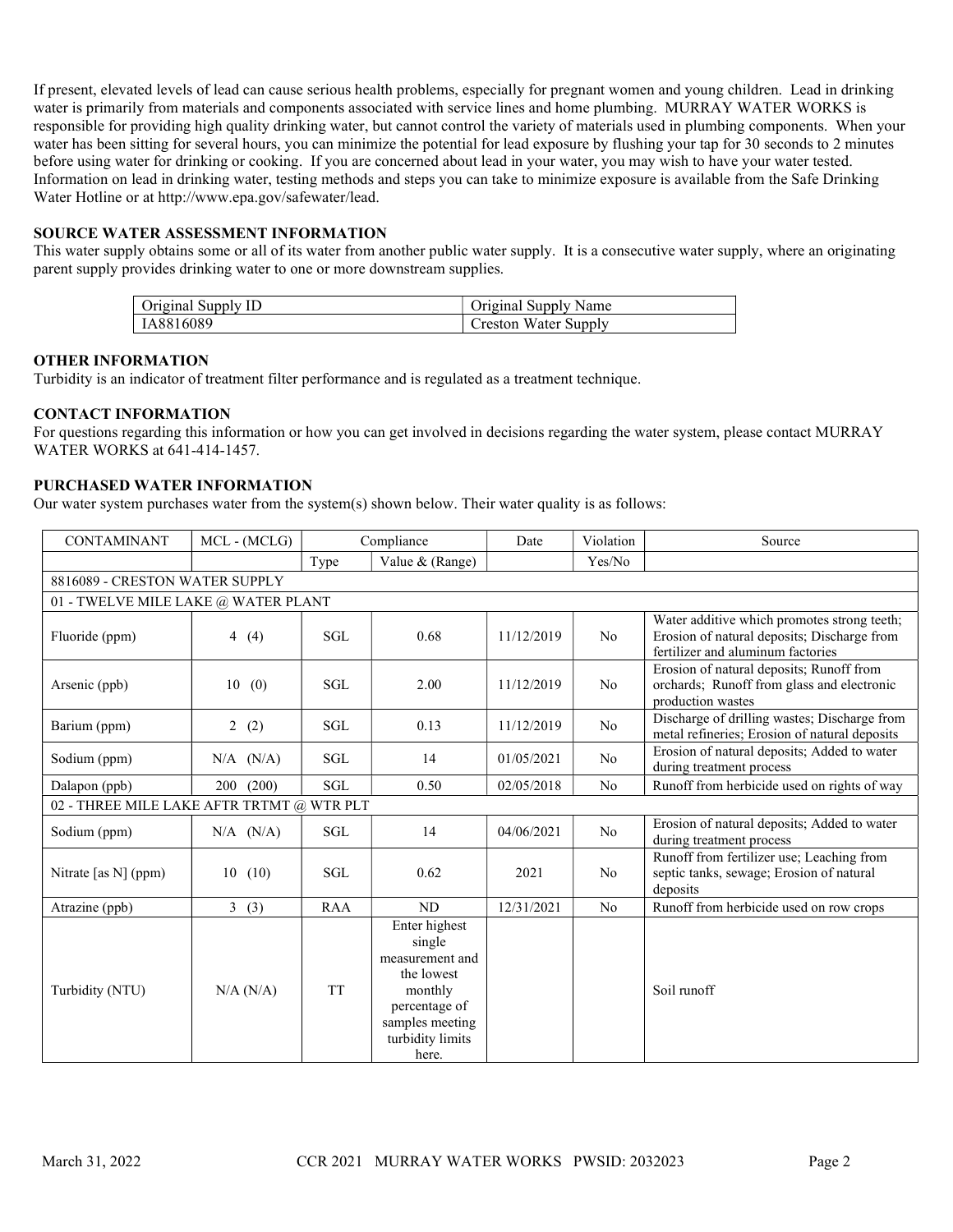If present, elevated levels of lead can cause serious health problems, especially for pregnant women and young children. Lead in drinking water is primarily from materials and components associated with service lines and home plumbing. MURRAY WATER WORKS is responsible for providing high quality drinking water, but cannot control the variety of materials used in plumbing components. When your water has been sitting for several hours, you can minimize the potential for lead exposure by flushing your tap for 30 seconds to 2 minutes before using water for drinking or cooking. If you are concerned about lead in your water, you may wish to have your water tested. Information on lead in drinking water, testing methods and steps you can take to minimize exposure is available from the Safe Drinking Water Hotline or at http://www.epa.gov/safewater/lead.

**SOURCE WATER ASSESSMENT INFORMATION**

This water supply obtains some or all of its water from another public water supply. It is a consecutive water supply, where an originating parent supply provides drinking water to one or more downstream supplies.

| Original Supply ID | Original Supply Name |
|---|---|
| IA8816089 | Creston Water Supply |

**OTHER INFORMATION**

Turbidity is an indicator of treatment filter performance and is regulated as a treatment technique.

**CONTACT INFORMATION**

For questions regarding this information or how you can get involved in decisions regarding the water system, please contact MURRAY WATER WORKS at 641-414-1457.

**PURCHASED WATER INFORMATION**

Our water system purchases water from the system(s) shown below. Their water quality is as follows:

| CONTAMINANT | MCL - (MCLG) | Compliance | | Date | Violation | Source |
|---|---|---|---|---|---|---|
| | | Type | Value & (Range) | | Yes/No | |
| 8816089 - CRESTON WATER SUPPLY | | | | | | |
| 01 - TWELVE MILE LAKE @ WATER PLANT | | | | | | |
| Fluoride (ppm) | 4 (4) | SGL | 0.68 | 11/12/2019 | No | Water additive which promotes strong teeth; Erosion of natural deposits; Discharge from fertilizer and aluminum factories |
| Arsenic (ppb) | 10 (0) | SGL | 2.00 | 11/12/2019 | No | Erosion of natural deposits; Runoff from orchards; Runoff from glass and electronic production wastes |
| Barium (ppm) | 2 (2) | SGL | 0.13 | 11/12/2019 | No | Discharge of drilling wastes; Discharge from metal refineries; Erosion of natural deposits |
| Sodium (ppm) | N/A (N/A) | SGL | 14 | 01/05/2021 | No | Erosion of natural deposits; Added to water during treatment process |
| Dalapon (ppb) | 200 (200) | SGL | 0.50 | 02/05/2018 | No | Runoff from herbicide used on rights of way |
| 02 - THREE MILE LAKE AFTR TRTMT @ WTR PLT | | | | | | |
| Sodium (ppm) | N/A (N/A) | SGL | 14 | 04/06/2021 | No | Erosion of natural deposits; Added to water during treatment process |
| Nitrate [as N] (ppm) | 10 (10) | SGL | 0.62 | 2021 | No | Runoff from fertilizer use; Leaching from septic tanks, sewage; Erosion of natural deposits |
| Atrazine (ppb) | 3 (3) | RAA | ND | 12/31/2021 | No | Runoff from herbicide used on row crops |
| Turbidity (NTU) | N/A (N/A) | TT | Enter highest single measurement and the lowest monthly percentage of samples meeting turbidity limits here. | | | Soil runoff |